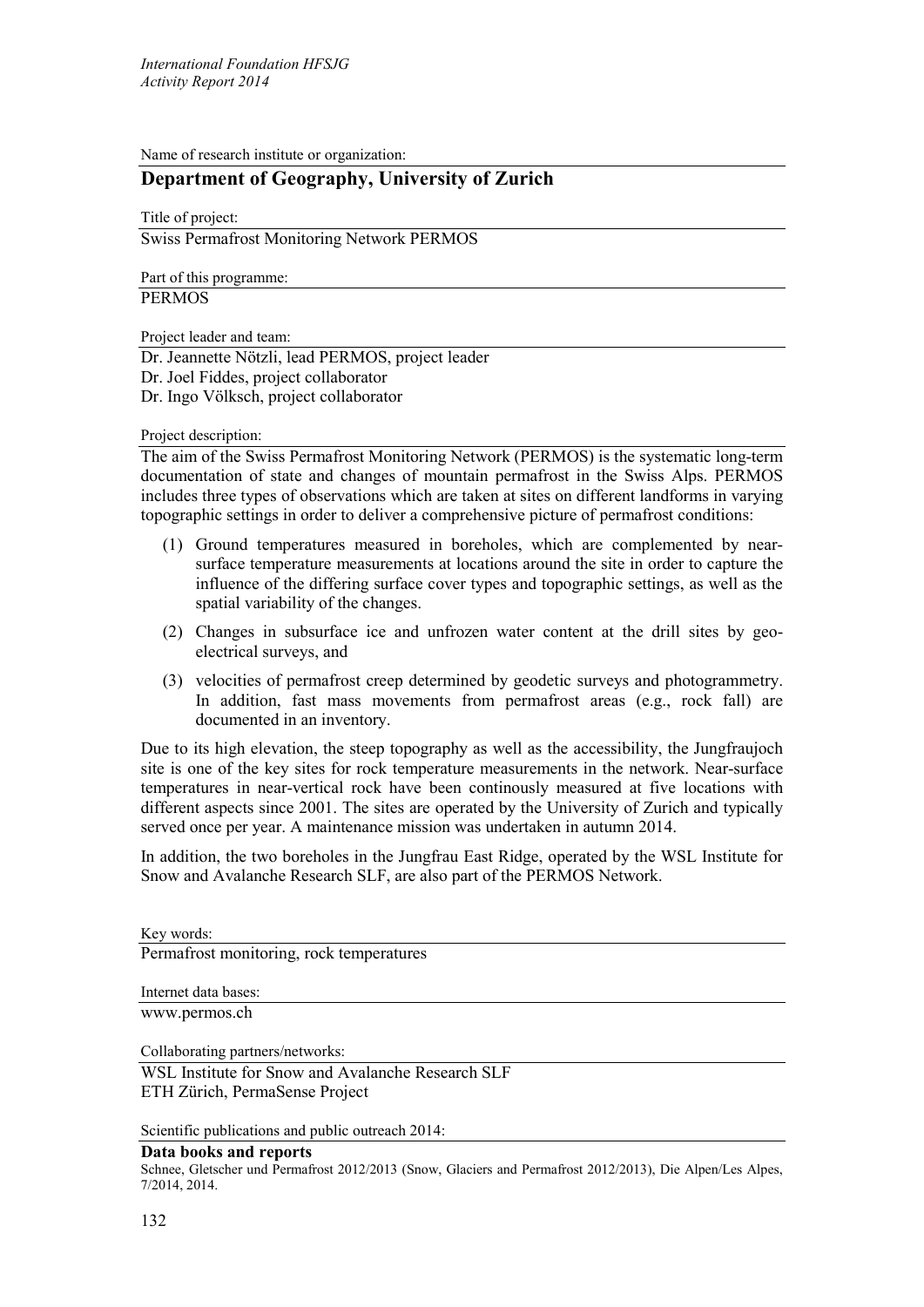Name of research institute or organization:

## Department of Geography, University of Zurich

Title of project:

Swiss Permafrost Monitoring Network PERMOS

Part of this programme:

PERMOS

Project leader and team:

Dr. Jeannette Nötzli, lead PERMOS, project leader
Dr. Joel Fiddes, project collaborator
Dr. Ingo Völksch, project collaborator

Project description:

The aim of the Swiss Permafrost Monitoring Network (PERMOS) is the systematic long-term documentation of state and changes of mountain permafrost in the Swiss Alps. PERMOS includes three types of observations which are taken at sites on different landforms in varying topographic settings in order to deliver a comprehensive picture of permafrost conditions:

(1) Ground temperatures measured in boreholes, which are complemented by near-surface temperature measurements at locations around the site in order to capture the influence of the differing surface cover types and topographic settings, as well as the spatial variability of the changes.

(2) Changes in subsurface ice and unfrozen water content at the drill sites by geo-electrical surveys, and

(3) velocities of permafrost creep determined by geodetic surveys and photogrammetry. In addition, fast mass movements from permafrost areas (e.g., rock fall) are documented in an inventory.

Due to its high elevation, the steep topography as well as the accessibility, the Jungfraujoch site is one of the key sites for rock temperature measurements in the network. Near-surface temperatures in near-vertical rock have been continously measured at five locations with different aspects since 2001. The sites are operated by the University of Zurich and typically served once per year. A maintenance mission was undertaken in autumn 2014.

In addition, the two boreholes in the Jungfrau East Ridge, operated by the WSL Institute for Snow and Avalanche Research SLF, are also part of the PERMOS Network.

Key words:

Permafrost monitoring, rock temperatures

Internet data bases:

www.permos.ch

Collaborating partners/networks:

WSL Institute for Snow and Avalanche Research SLF
ETH Zürich, PermaSense Project

Scientific publications and public outreach 2014:

**Data books and reports**

Schnee, Gletscher und Permafrost 2012/2013 (Snow, Glaciers and Permafrost 2012/2013), Die Alpen/Les Alpes, 7/2014, 2014.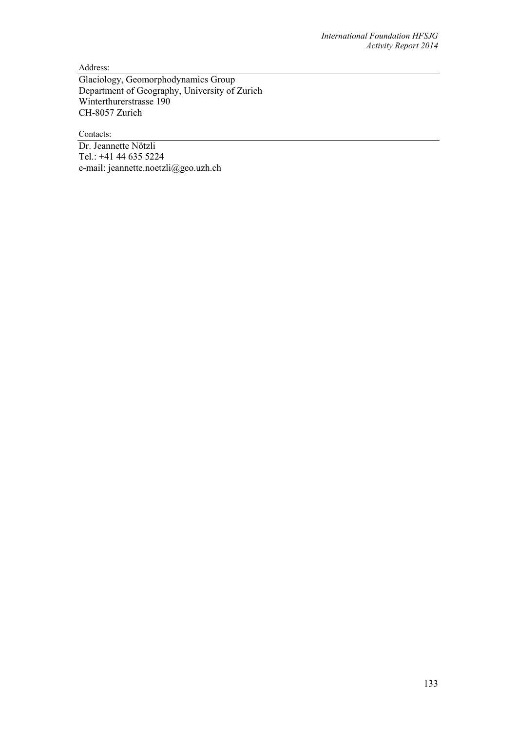Address:

Glaciology, Geomorphodynamics Group
Department of Geography, University of Zurich
Winterthurerstrasse 190
CH-8057 Zurich

Contacts:

Dr. Jeannette Nötzli
Tel.: +41 44 635 5224
e-mail: jeannette.noetzli@geo.uzh.ch